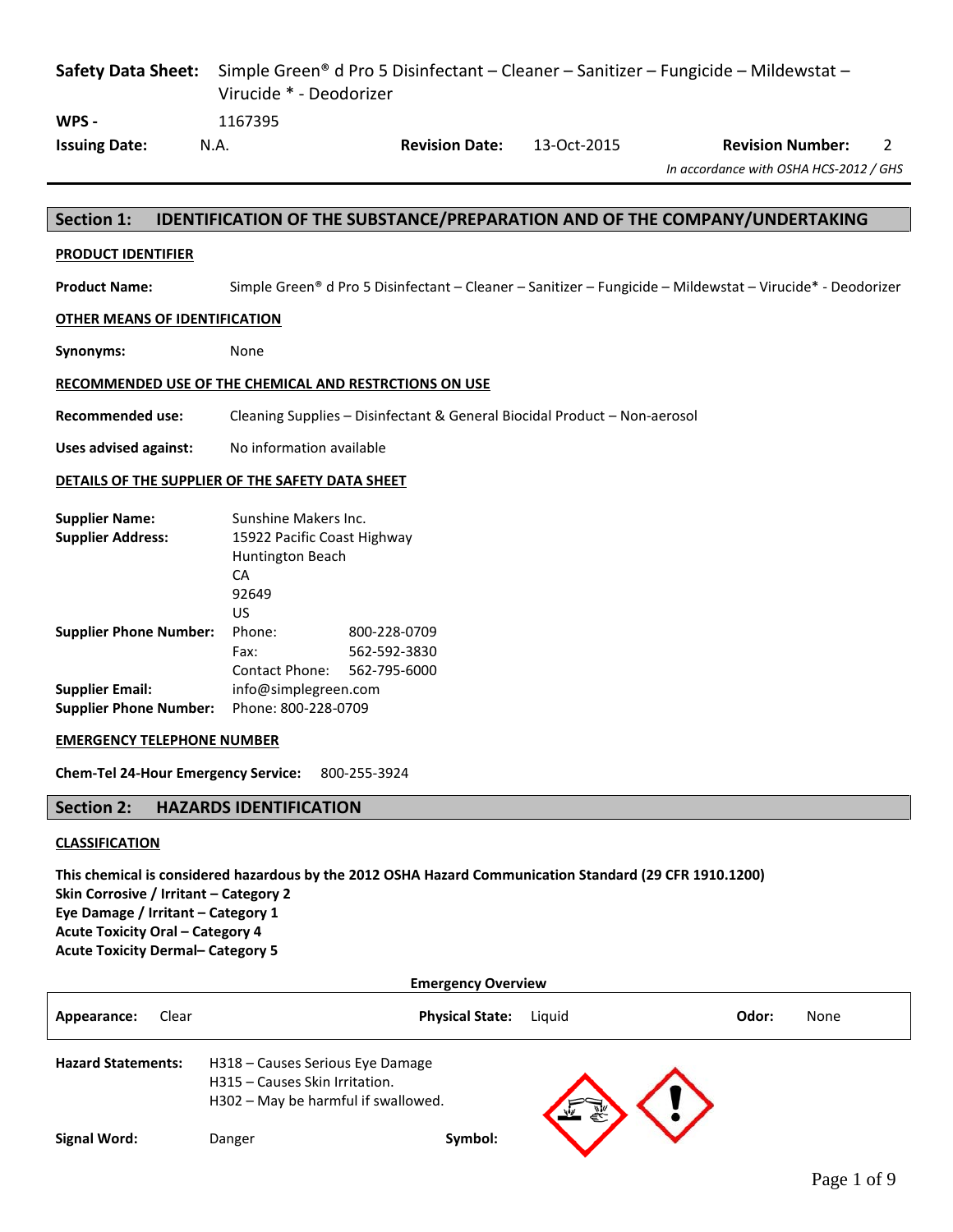**Safety Data Sheet:** Simple Green® d Pro 5 Disinfectant – Cleaner – Sanitizer – Fungicide – Mildewstat – Virucide * - Deodorizer

**WPS -** 1167395

**Issuing Date:** N.A. **Revision Date:** 13-Oct-2015 **Revision Number:** 2

*In accordance with OSHA HCS-2012 / GHS*

## Section 1: IDENTIFICATION OF THE SUBSTANCE/PREPARATION AND OF THE COMPANY/UNDERTAKING

**PRODUCT IDENTIFIER**

**Product Name:** Simple Green® d Pro 5 Disinfectant – Cleaner – Sanitizer – Fungicide – Mildewstat – Virucide* - Deodorizer

**OTHER MEANS OF IDENTIFICATION**

**Synonyms:** None

**RECOMMENDED USE OF THE CHEMICAL AND RESTRCTIONS ON USE**

**Recommended use:** Cleaning Supplies – Disinfectant & General Biocidal Product – Non-aerosol

**Uses advised against:** No information available

**DETAILS OF THE SUPPLIER OF THE SAFETY DATA SHEET**

**Supplier Name:** Sunshine Makers Inc.
**Supplier Address:** 15922 Pacific Coast Highway
Huntington Beach
CA
92649
US
**Supplier Phone Number:** Phone: 800-228-0709
Fax: 562-592-3830
Contact Phone: 562-795-6000
**Supplier Email:** info@simplegreen.com
**Supplier Phone Number:** Phone: 800-228-0709

**EMERGENCY TELEPHONE NUMBER**

**Chem-Tel 24-Hour Emergency Service:** 800-255-3924

## Section 2: HAZARDS IDENTIFICATION

**CLASSIFICATION**

**This chemical is considered hazardous by the 2012 OSHA Hazard Communication Standard (29 CFR 1910.1200)**
**Skin Corrosive / Irritant – Category 2**
**Eye Damage / Irritant – Category 1**
**Acute Toxicity Oral – Category 4**
**Acute Toxicity Dermal– Category 5**

**Emergency Overview**

**Appearance:** Clear **Physical State:** Liquid **Odor:** None

**Hazard Statements:**
H318 – Causes Serious Eye Damage
H315 – Causes Skin Irritation.
H302 – May be harmful if swallowed.

**Signal Word:** Danger **Symbol:**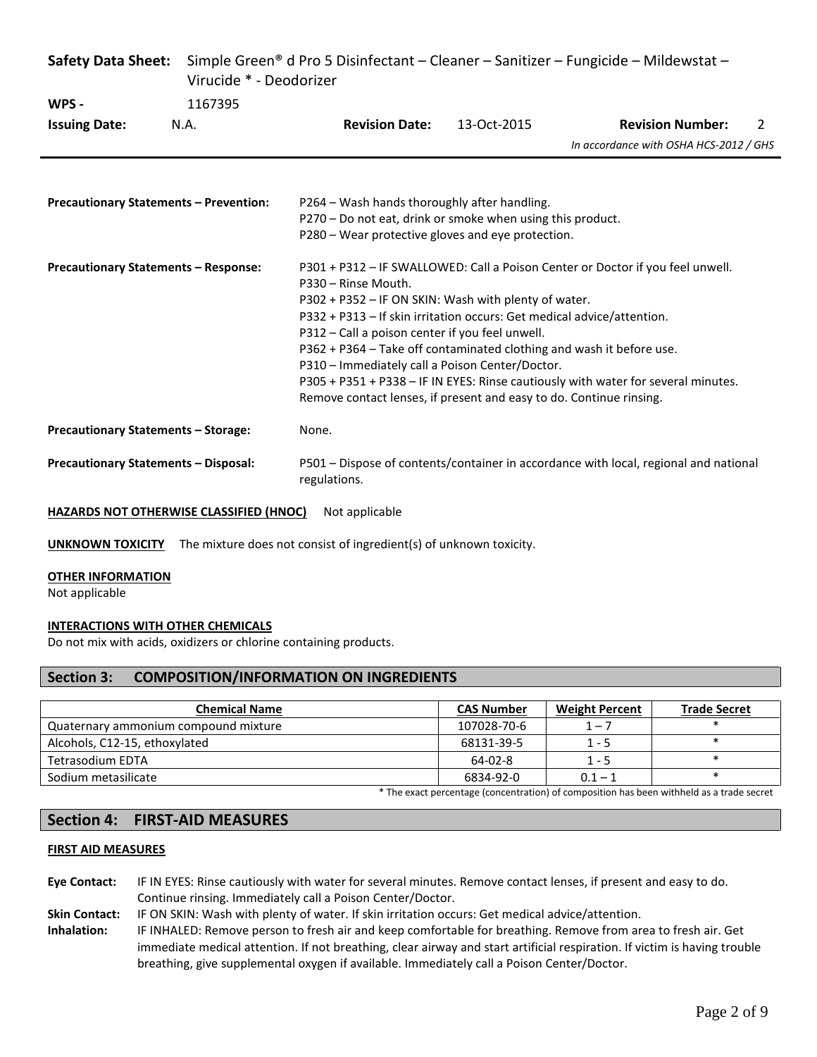**Precautionary Statements – Prevention:**
P264 – Wash hands thoroughly after handling.
P270 – Do not eat, drink or smoke when using this product.
P280 – Wear protective gloves and eye protection.

**Precautionary Statements – Response:**
P301 + P312 – IF SWALLOWED: Call a Poison Center or Doctor if you feel unwell.
P330 – Rinse Mouth.
P302 + P352 – IF ON SKIN: Wash with plenty of water.
P332 + P313 – If skin irritation occurs: Get medical advice/attention.
P312 – Call a poison center if you feel unwell.
P362 + P364 – Take off contaminated clothing and wash it before use.
P310 – Immediately call a Poison Center/Doctor.
P305 + P351 + P338 – IF IN EYES: Rinse cautiously with water for several minutes. Remove contact lenses, if present and easy to do. Continue rinsing.

**Precautionary Statements – Storage:** None.

**Precautionary Statements – Disposal:** P501 – Dispose of contents/container in accordance with local, regional and national regulations.

**HAZARDS NOT OTHERWISE CLASSIFIED (HNOC)** Not applicable

**UNKNOWN TOXICITY** The mixture does not consist of ingredient(s) of unknown toxicity.

**OTHER INFORMATION**
Not applicable

**INTERACTIONS WITH OTHER CHEMICALS**
Do not mix with acids, oxidizers or chlorine containing products.

## Section 3: COMPOSITION/INFORMATION ON INGREDIENTS

| Chemical Name | CAS Number | Weight Percent | Trade Secret |
|---|---|---|---|
| Quaternary ammonium compound mixture | 107028-70-6 | 1 – 7 | * |
| Alcohols, C12-15, ethoxylated | 68131-39-5 | 1 - 5 | * |
| Tetrasodium EDTA | 64-02-8 | 1 - 5 | * |
| Sodium metasilicate | 6834-92-0 | 0.1 – 1 | * |

* The exact percentage (concentration) of composition has been withheld as a trade secret

## Section 4: FIRST-AID MEASURES

**FIRST AID MEASURES**

**Eye Contact:** IF IN EYES: Rinse cautiously with water for several minutes. Remove contact lenses, if present and easy to do. Continue rinsing. Immediately call a Poison Center/Doctor.

**Skin Contact:** IF ON SKIN: Wash with plenty of water. If skin irritation occurs: Get medical advice/attention.

**Inhalation:** IF INHALED: Remove person to fresh air and keep comfortable for breathing. Remove from area to fresh air. Get immediate medical attention. If not breathing, clear airway and start artificial respiration. If victim is having trouble breathing, give supplemental oxygen if available. Immediately call a Poison Center/Doctor.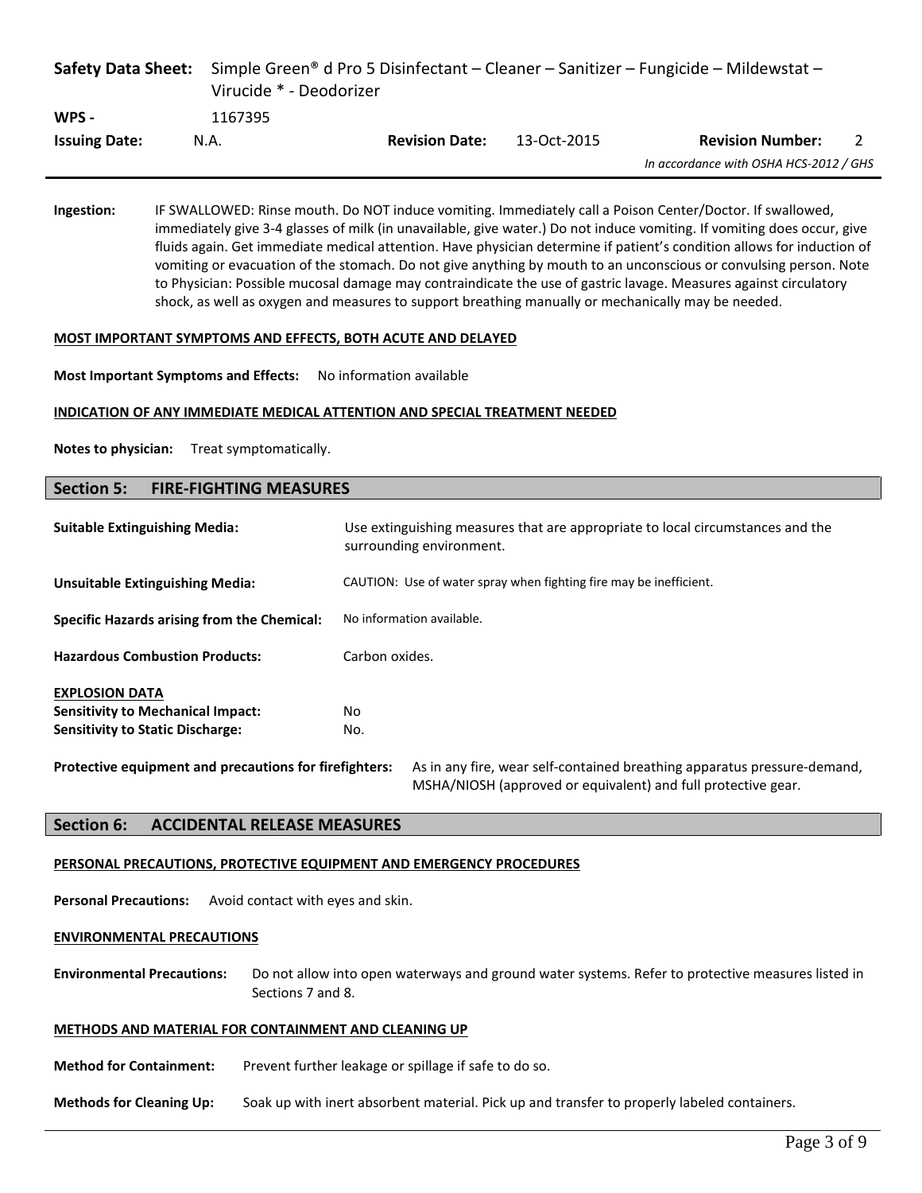**Ingestion:** IF SWALLOWED: Rinse mouth. Do NOT induce vomiting. Immediately call a Poison Center/Doctor. If swallowed, immediately give 3-4 glasses of milk (in unavailable, give water.) Do not induce vomiting. If vomiting does occur, give fluids again. Get immediate medical attention. Have physician determine if patient's condition allows for induction of vomiting or evacuation of the stomach. Do not give anything by mouth to an unconscious or convulsing person. Note to Physician: Possible mucosal damage may contraindicate the use of gastric lavage. Measures against circulatory shock, as well as oxygen and measures to support breathing manually or mechanically may be needed.

**MOST IMPORTANT SYMPTOMS AND EFFECTS, BOTH ACUTE AND DELAYED**

**Most Important Symptoms and Effects:** No information available

**INDICATION OF ANY IMMEDIATE MEDICAL ATTENTION AND SPECIAL TREATMENT NEEDED**

**Notes to physician:** Treat symptomatically.

## Section 5: FIRE-FIGHTING MEASURES

**Suitable Extinguishing Media:** Use extinguishing measures that are appropriate to local circumstances and the surrounding environment.

**Unsuitable Extinguishing Media:** CAUTION: Use of water spray when fighting fire may be inefficient.

**Specific Hazards arising from the Chemical:** No information available.

**Hazardous Combustion Products:** Carbon oxides.

**EXPLOSION DATA**

**Sensitivity to Mechanical Impact:** No

**Sensitivity to Static Discharge:** No.

**Protective equipment and precautions for firefighters:** As in any fire, wear self-contained breathing apparatus pressure-demand, MSHA/NIOSH (approved or equivalent) and full protective gear.

## Section 6: ACCIDENTAL RELEASE MEASURES

**PERSONAL PRECAUTIONS, PROTECTIVE EQUIPMENT AND EMERGENCY PROCEDURES**

**Personal Precautions:** Avoid contact with eyes and skin.

**ENVIRONMENTAL PRECAUTIONS**

**Environmental Precautions:** Do not allow into open waterways and ground water systems. Refer to protective measures listed in Sections 7 and 8.

**METHODS AND MATERIAL FOR CONTAINMENT AND CLEANING UP**

**Method for Containment:** Prevent further leakage or spillage if safe to do so.

**Methods for Cleaning Up:** Soak up with inert absorbent material. Pick up and transfer to properly labeled containers.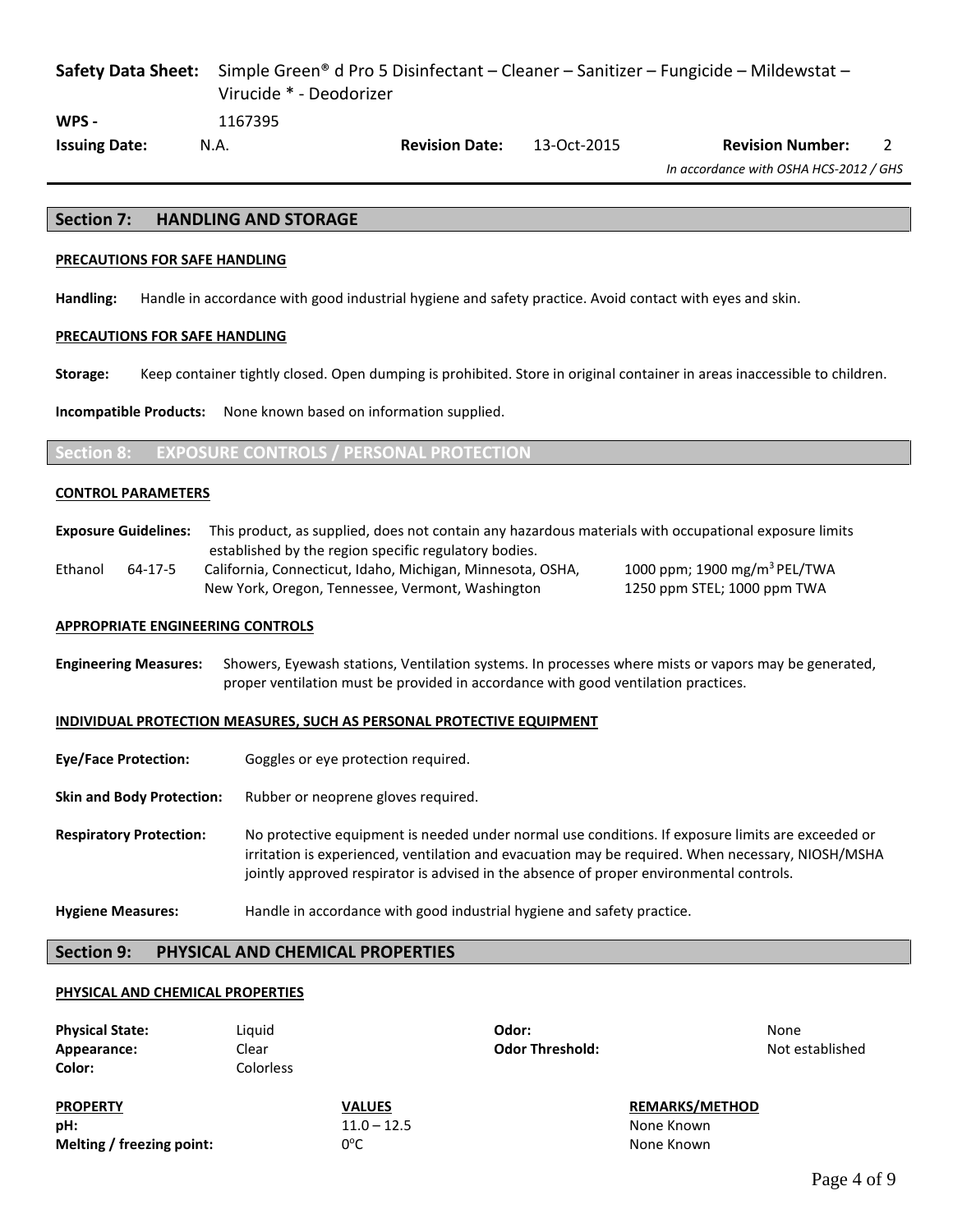## Section 7: HANDLING AND STORAGE

**PRECAUTIONS FOR SAFE HANDLING**

**Handling:** Handle in accordance with good industrial hygiene and safety practice. Avoid contact with eyes and skin.

**PRECAUTIONS FOR SAFE HANDLING**

**Storage:** Keep container tightly closed. Open dumping is prohibited. Store in original container in areas inaccessible to children.

**Incompatible Products:** None known based on information supplied.

## Section 8: EXPOSURE CONTROLS / PERSONAL PROTECTION

**CONTROL PARAMETERS**

**Exposure Guidelines:** This product, as supplied, does not contain any hazardous materials with occupational exposure limits established by the region specific regulatory bodies.

| Ethanol | 64-17-5 | California, Connecticut, Idaho, Michigan, Minnesota, OSHA, New York, Oregon, Tennessee, Vermont, Washington | 1000 ppm; 1900 mg/m$^3$ PEL/TWA<br>1250 ppm STEL; 1000 ppm TWA |
|---|---|---|---|

**APPROPRIATE ENGINEERING CONTROLS**

**Engineering Measures:** Showers, Eyewash stations, Ventilation systems. In processes where mists or vapors may be generated, proper ventilation must be provided in accordance with good ventilation practices.

**INDIVIDUAL PROTECTION MEASURES, SUCH AS PERSONAL PROTECTIVE EQUIPMENT**

**Eye/Face Protection:** Goggles or eye protection required.

**Skin and Body Protection:** Rubber or neoprene gloves required.

**Respiratory Protection:** No protective equipment is needed under normal use conditions. If exposure limits are exceeded or irritation is experienced, ventilation and evacuation may be required. When necessary, NIOSH/MSHA jointly approved respirator is advised in the absence of proper environmental controls.

**Hygiene Measures:** Handle in accordance with good industrial hygiene and safety practice.

## Section 9: PHYSICAL AND CHEMICAL PROPERTIES

**PHYSICAL AND CHEMICAL PROPERTIES**

**Physical State:** Liquid
**Appearance:** Clear
**Color:** Colorless

**Odor:** None
**Odor Threshold:** Not established

| PROPERTY | VALUES | REMARKS/METHOD |
|---|---|---|
| **pH:** | 11.0 – 12.5 | None Known |
| **Melting / freezing point:** | 0°C | None Known |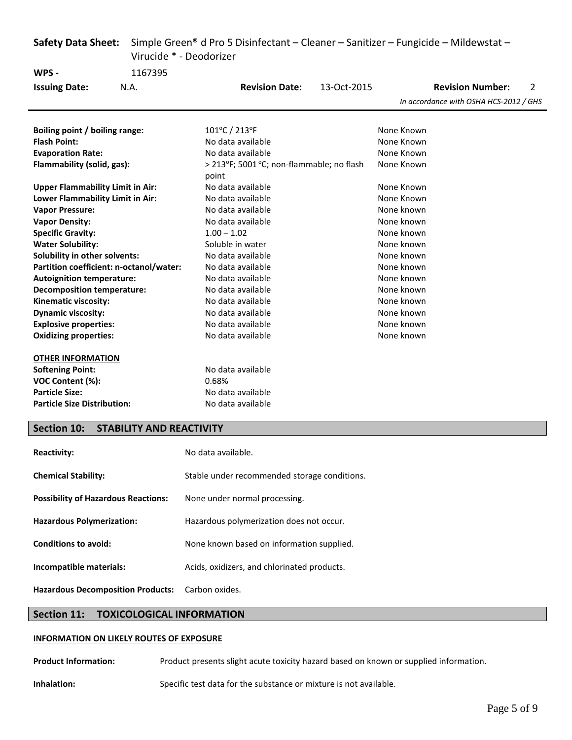| | | |
|---|---|---|
| **Boiling point / boiling range:** | 101°C / 213°F | None Known |
| **Flash Point:** | No data available | None Known |
| **Evaporation Rate:** | No data available | None Known |
| **Flammability (solid, gas):** | > 213°F; 5001 °C; non-flammable; no flash point | None Known |
| **Upper Flammability Limit in Air:** | No data available | None Known |
| **Lower Flammability Limit in Air:** | No data available | None Known |
| **Vapor Pressure:** | No data available | None known |
| **Vapor Density:** | No data available | None known |
| **Specific Gravity:** | 1.00 – 1.02 | None known |
| **Water Solubility:** | Soluble in water | None known |
| **Solubility in other solvents:** | No data available | None known |
| **Partition coefficient: n-octanol/water:** | No data available | None known |
| **Autoignition temperature:** | No data available | None known |
| **Decomposition temperature:** | No data available | None known |
| **Kinematic viscosity:** | No data available | None known |
| **Dynamic viscosity:** | No data available | None known |
| **Explosive properties:** | No data available | None known |
| **Oxidizing properties:** | No data available | None known |

**OTHER INFORMATION**

| | |
|---|---|
| **Softening Point:** | No data available |
| **VOC Content (%):** | 0.68% |
| **Particle Size:** | No data available |
| **Particle Size Distribution:** | No data available |

## Section 10: STABILITY AND REACTIVITY

| | |
|---|---|
| **Reactivity:** | No data available. |
| **Chemical Stability:** | Stable under recommended storage conditions. |
| **Possibility of Hazardous Reactions:** | None under normal processing. |
| **Hazardous Polymerization:** | Hazardous polymerization does not occur. |
| **Conditions to avoid:** | None known based on information supplied. |
| **Incompatible materials:** | Acids, oxidizers, and chlorinated products. |
| **Hazardous Decomposition Products:** | Carbon oxides. |

## Section 11: TOXICOLOGICAL INFORMATION

**INFORMATION ON LIKELY ROUTES OF EXPOSURE**

| | |
|---|---|
| **Product Information:** | Product presents slight acute toxicity hazard based on known or supplied information. |
| **Inhalation:** | Specific test data for the substance or mixture is not available. |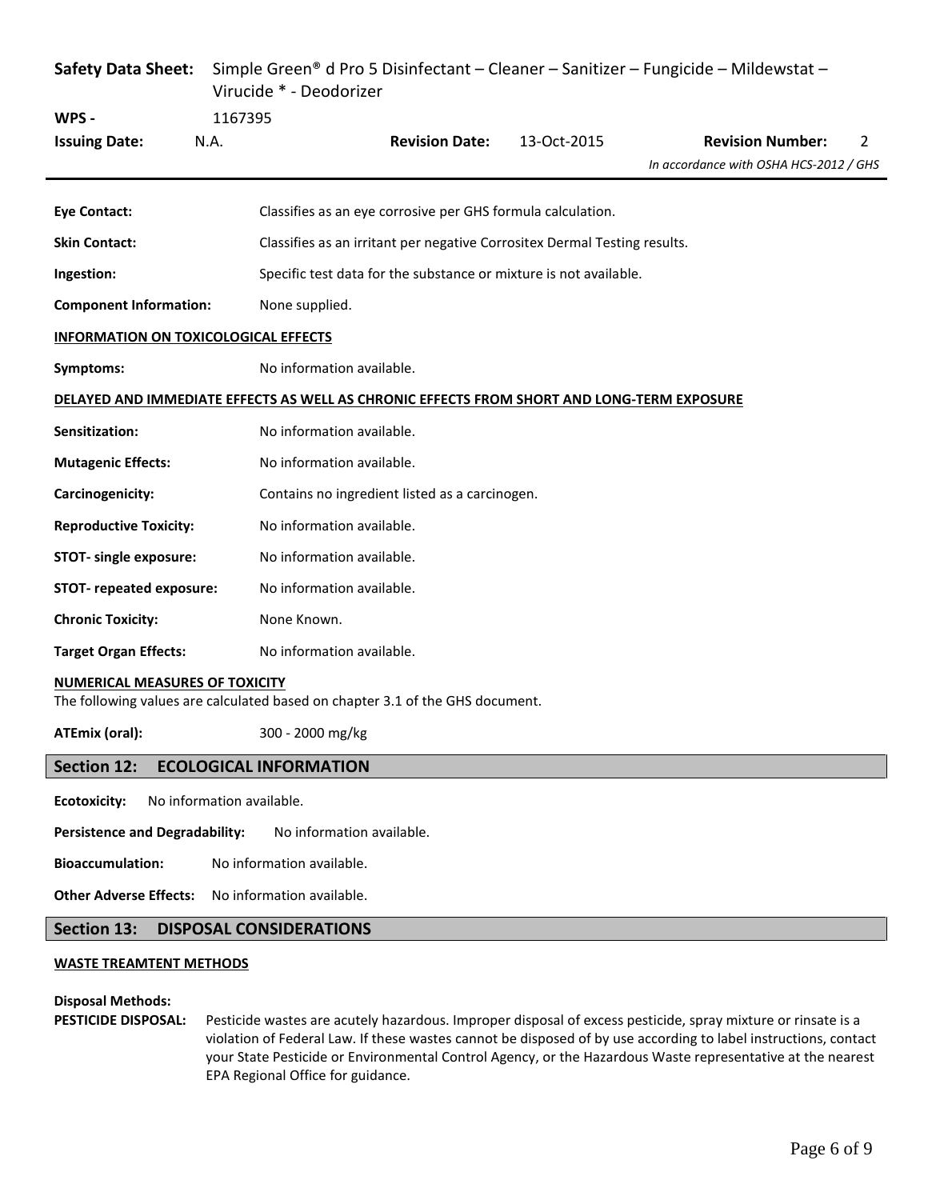**Eye Contact:** Classifies as an eye corrosive per GHS formula calculation.

**Skin Contact:** Classifies as an irritant per negative Corrositex Dermal Testing results.

**Ingestion:** Specific test data for the substance or mixture is not available.

**Component Information:** None supplied.

**INFORMATION ON TOXICOLOGICAL EFFECTS**

**Symptoms:** No information available.

**DELAYED AND IMMEDIATE EFFECTS AS WELL AS CHRONIC EFFECTS FROM SHORT AND LONG-TERM EXPOSURE**

**Sensitization:** No information available.

**Mutagenic Effects:** No information available.

**Carcinogenicity:** Contains no ingredient listed as a carcinogen.

**Reproductive Toxicity:** No information available.

**STOT- single exposure:** No information available.

**STOT- repeated exposure:** No information available.

**Chronic Toxicity:** None Known.

**Target Organ Effects:** No information available.

**NUMERICAL MEASURES OF TOXICITY**

The following values are calculated based on chapter 3.1 of the GHS document.

**ATEmix (oral):** 300 - 2000 mg/kg

## Section 12: ECOLOGICAL INFORMATION

**Ecotoxicity:** No information available.

**Persistence and Degradability:** No information available.

**Bioaccumulation:** No information available.

**Other Adverse Effects:** No information available.

## Section 13: DISPOSAL CONSIDERATIONS

**WASTE TREAMTENT METHODS**

**Disposal Methods:**

**PESTICIDE DISPOSAL:** Pesticide wastes are acutely hazardous. Improper disposal of excess pesticide, spray mixture or rinsate is a violation of Federal Law. If these wastes cannot be disposed of by use according to label instructions, contact your State Pesticide or Environmental Control Agency, or the Hazardous Waste representative at the nearest EPA Regional Office for guidance.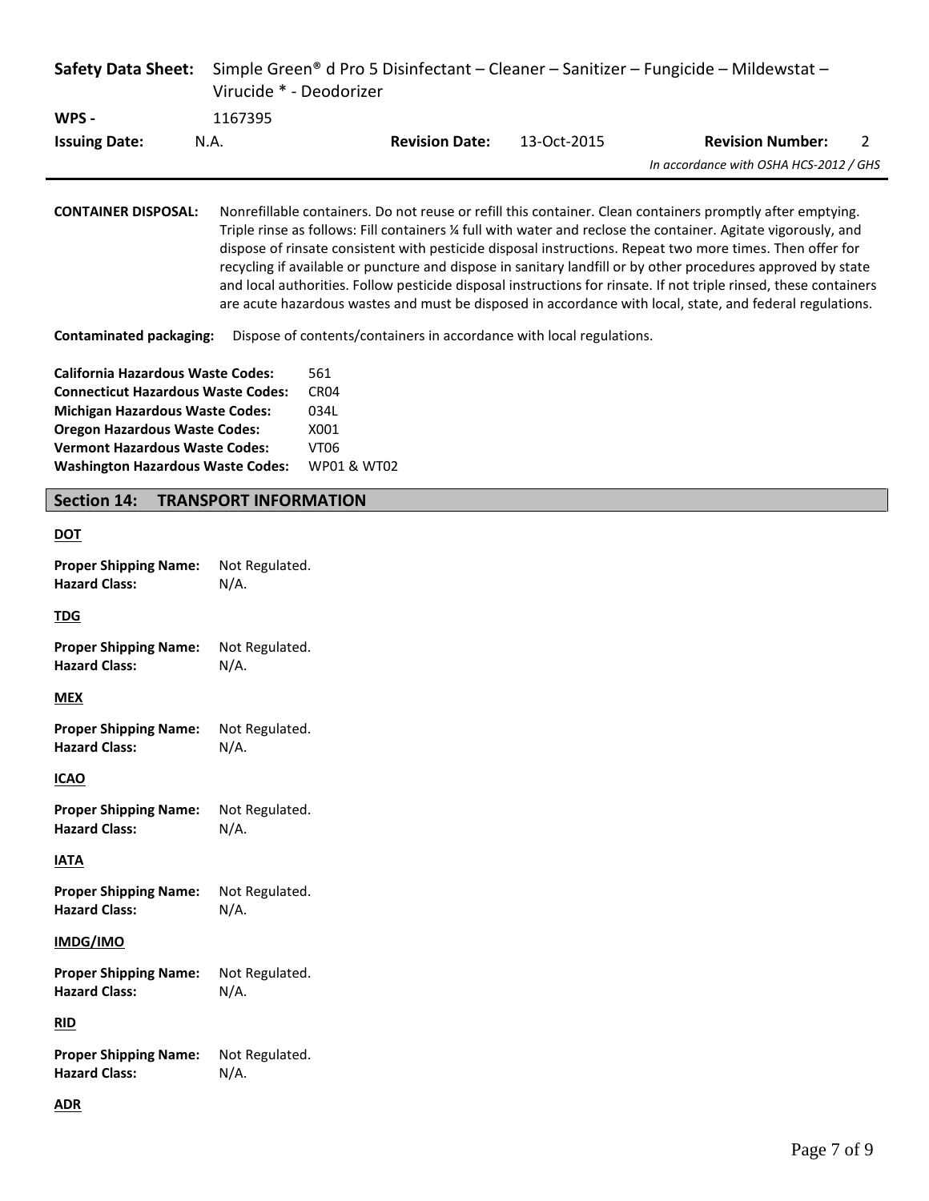**CONTAINER DISPOSAL:** Nonrefillable containers. Do not reuse or refill this container. Clean containers promptly after emptying. Triple rinse as follows: Fill containers ¼ full with water and reclose the container. Agitate vigorously, and dispose of rinsate consistent with pesticide disposal instructions. Repeat two more times. Then offer for recycling if available or puncture and dispose in sanitary landfill or by other procedures approved by state and local authorities. Follow pesticide disposal instructions for rinsate. If not triple rinsed, these containers are acute hazardous wastes and must be disposed in accordance with local, state, and federal regulations.

**Contaminated packaging:** Dispose of contents/containers in accordance with local regulations.

**California Hazardous Waste Codes:** 561
**Connecticut Hazardous Waste Codes:** CR04
**Michigan Hazardous Waste Codes:** 034L
**Oregon Hazardous Waste Codes:** X001
**Vermont Hazardous Waste Codes:** VT06
**Washington Hazardous Waste Codes:** WP01 & WT02

## Section 14: TRANSPORT INFORMATION

**DOT**

**Proper Shipping Name:** Not Regulated.
**Hazard Class:** N/A.

**TDG**

**Proper Shipping Name:** Not Regulated.
**Hazard Class:** N/A.

**MEX**

**Proper Shipping Name:** Not Regulated.
**Hazard Class:** N/A.

**ICAO**

**Proper Shipping Name:** Not Regulated.
**Hazard Class:** N/A.

**IATA**

**Proper Shipping Name:** Not Regulated.
**Hazard Class:** N/A.

**IMDG/IMO**

**Proper Shipping Name:** Not Regulated.
**Hazard Class:** N/A.

**RID**

**Proper Shipping Name:** Not Regulated.
**Hazard Class:** N/A.

**ADR**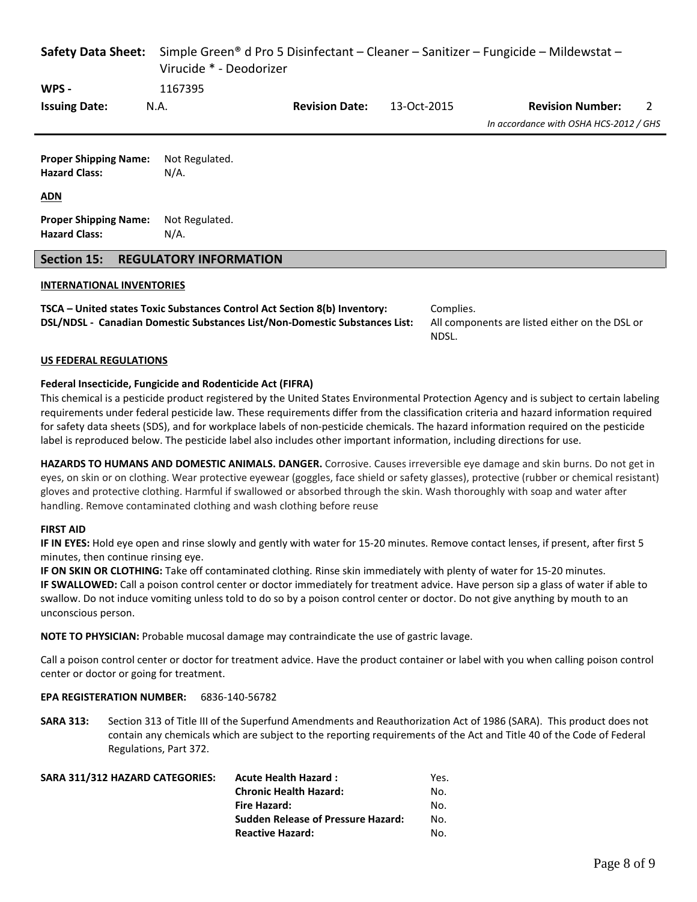**Proper Shipping Name:** Not Regulated.
**Hazard Class:** N/A.

**ADN**

**Proper Shipping Name:** Not Regulated.
**Hazard Class:** N/A.

## Section 15: REGULATORY INFORMATION

**INTERNATIONAL INVENTORIES**

| | |
|---|---|
| **TSCA – United states Toxic Substances Control Act Section 8(b) Inventory:** | Complies. |
| **DSL/NDSL - Canadian Domestic Substances List/Non-Domestic Substances List:** | All components are listed either on the DSL or NDSL. |

**US FEDERAL REGULATIONS**

**Federal Insecticide, Fungicide and Rodenticide Act (FIFRA)**

This chemical is a pesticide product registered by the United States Environmental Protection Agency and is subject to certain labeling requirements under federal pesticide law. These requirements differ from the classification criteria and hazard information required for safety data sheets (SDS), and for workplace labels of non-pesticide chemicals. The hazard information required on the pesticide label is reproduced below. The pesticide label also includes other important information, including directions for use.

**HAZARDS TO HUMANS AND DOMESTIC ANIMALS. DANGER.** Corrosive. Causes irreversible eye damage and skin burns. Do not get in eyes, on skin or on clothing. Wear protective eyewear (goggles, face shield or safety glasses), protective (rubber or chemical resistant) gloves and protective clothing. Harmful if swallowed or absorbed through the skin. Wash thoroughly with soap and water after handling. Remove contaminated clothing and wash clothing before reuse

**FIRST AID**

**IF IN EYES:** Hold eye open and rinse slowly and gently with water for 15-20 minutes. Remove contact lenses, if present, after first 5 minutes, then continue rinsing eye.

**IF ON SKIN OR CLOTHING:** Take off contaminated clothing. Rinse skin immediately with plenty of water for 15-20 minutes.

**IF SWALLOWED:** Call a poison control center or doctor immediately for treatment advice. Have person sip a glass of water if able to swallow. Do not induce vomiting unless told to do so by a poison control center or doctor. Do not give anything by mouth to an unconscious person.

**NOTE TO PHYSICIAN:** Probable mucosal damage may contraindicate the use of gastric lavage.

Call a poison control center or doctor for treatment advice. Have the product container or label with you when calling poison control center or doctor or going for treatment.

**EPA REGISTERATION NUMBER:** 6836-140-56782

**SARA 313:** Section 313 of Title III of the Superfund Amendments and Reauthorization Act of 1986 (SARA). This product does not contain any chemicals which are subject to the reporting requirements of the Act and Title 40 of the Code of Federal Regulations, Part 372.

| **SARA 311/312 HAZARD CATEGORIES:** | | |
|---|---|---|
| | **Acute Health Hazard :** | Yes. |
| | **Chronic Health Hazard:** | No. |
| | **Fire Hazard:** | No. |
| | **Sudden Release of Pressure Hazard:** | No. |
| | **Reactive Hazard:** | No. |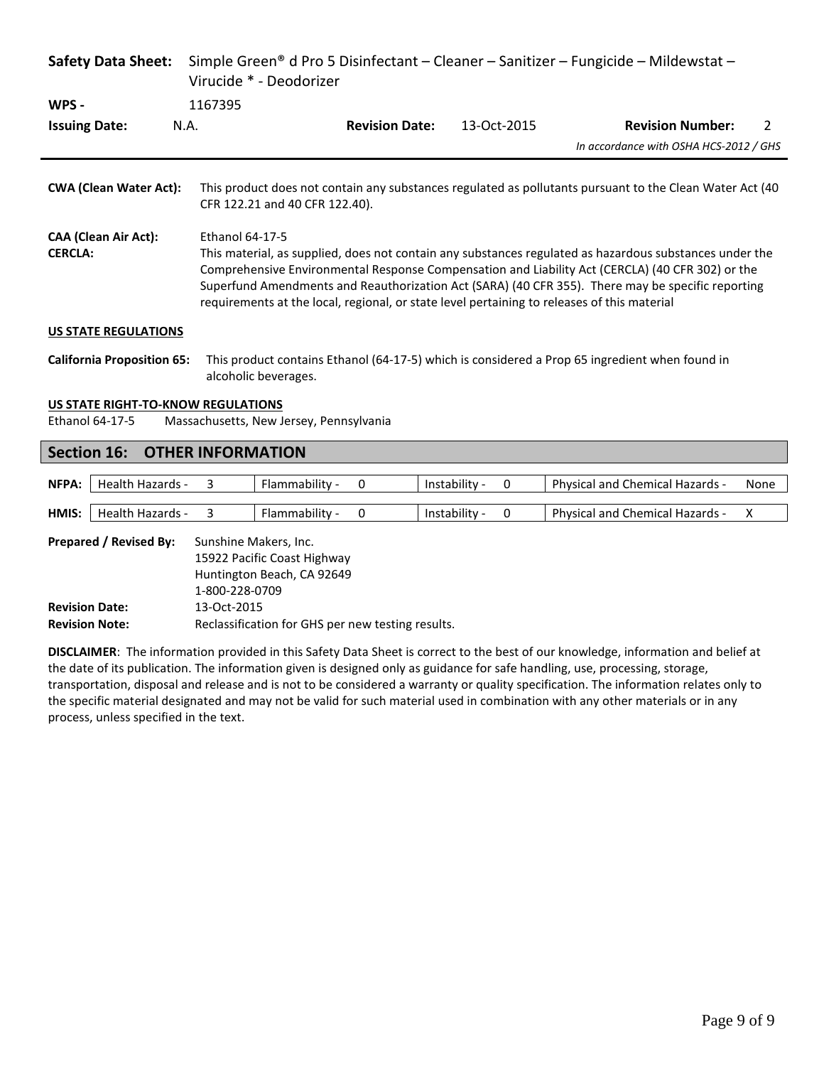**CWA (Clean Water Act):** This product does not contain any substances regulated as pollutants pursuant to the Clean Water Act (40 CFR 122.21 and 40 CFR 122.40).

**CAA (Clean Air Act):** Ethanol 64-17-5

**CERCLA:** This material, as supplied, does not contain any substances regulated as hazardous substances under the Comprehensive Environmental Response Compensation and Liability Act (CERCLA) (40 CFR 302) or the Superfund Amendments and Reauthorization Act (SARA) (40 CFR 355). There may be specific reporting requirements at the local, regional, or state level pertaining to releases of this material

**US STATE REGULATIONS**

**California Proposition 65:** This product contains Ethanol (64-17-5) which is considered a Prop 65 ingredient when found in alcoholic beverages.

**US STATE RIGHT-TO-KNOW REGULATIONS**

Ethanol 64-17-5 Massachusetts, New Jersey, Pennsylvania

## Section 16: OTHER INFORMATION

| | | | | |
|---|---|---|---|---|
| **NFPA:** | Health Hazards - 3 | Flammability - 0 | Instability - 0 | Physical and Chemical Hazards - None |
| **HMIS:** | Health Hazards - 3 | Flammability - 0 | Instability - 0 | Physical and Chemical Hazards - X |

**Prepared / Revised By:** Sunshine Makers, Inc.
15922 Pacific Coast Highway
Huntington Beach, CA 92649
1-800-228-0709

**Revision Date:** 13-Oct-2015

**Revision Note:** Reclassification for GHS per new testing results.

**DISCLAIMER**: The information provided in this Safety Data Sheet is correct to the best of our knowledge, information and belief at the date of its publication. The information given is designed only as guidance for safe handling, use, processing, storage, transportation, disposal and release and is not to be considered a warranty or quality specification. The information relates only to the specific material designated and may not be valid for such material used in combination with any other materials or in any process, unless specified in the text.